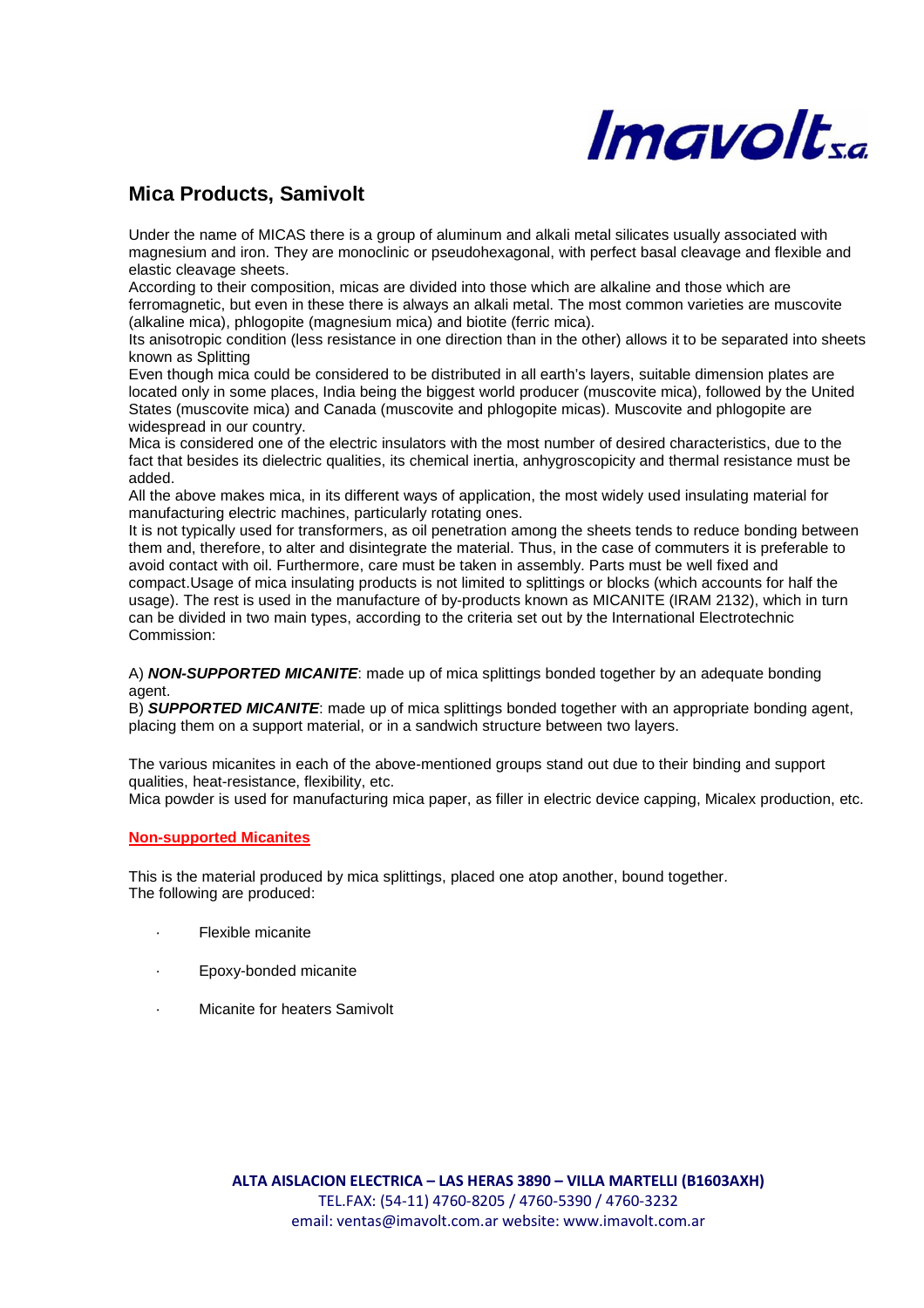## Mica Products, Samivolt

Under the name of MICAS there is a group of aluminum and alkali metal silicates usually associated with magnesium and iron. They are monoclinic or pseudohexagonal, with perfect basal cleavage and flexible and elastic cleavage sheets.
According to their composition, micas are divided into those which are alkaline and those which are ferromagnetic, but even in these there is always an alkali metal. The most common varieties are muscovite (alkaline mica), phlogopite (magnesium mica) and biotite (ferric mica).
Its anisotropic condition (less resistance in one direction than in the other) allows it to be separated into sheets known as Splitting
Even though mica could be considered to be distributed in all earth's layers, suitable dimension plates are located only in some places, India being the biggest world producer (muscovite mica), followed by the United States (muscovite mica) and Canada (muscovite and phlogopite micas). Muscovite and phlogopite are widespread in our country.
Mica is considered one of the electric insulators with the most number of desired characteristics, due to the fact that besides its dielectric qualities, its chemical inertia, anhygroscopicity and thermal resistance must be added.
All the above makes mica, in its different ways of application, the most widely used insulating material for manufacturing electric machines, particularly rotating ones.
It is not typically used for transformers, as oil penetration among the sheets tends to reduce bonding between them and, therefore, to alter and disintegrate the material. Thus, in the case of commuters it is preferable to avoid contact with oil. Furthermore, care must be taken in assembly. Parts must be well fixed and compact.Usage of mica insulating products is not limited to splittings or blocks (which accounts for half the usage). The rest is used in the manufacture of by-products known as MICANITE (IRAM 2132), which in turn can be divided in two main types, according to the criteria set out by the International Electrotechnic Commission:

A) ***NON-SUPPORTED MICANITE***: made up of mica splittings bonded together by an adequate bonding agent.
B) ***SUPPORTED MICANITE***: made up of mica splittings bonded together with an appropriate bonding agent, placing them on a support material, or in a sandwich structure between two layers.

The various micanites in each of the above-mentioned groups stand out due to their binding and support qualities, heat-resistance, flexibility, etc.
Mica powder is used for manufacturing mica paper, as filler in electric device capping, Micalex production, etc.

### Non-supported Micanites

This is the material produced by mica splittings, placed one atop another, bound together.
The following are produced:

- Flexible micanite
- Epoxy-bonded micanite
- Micanite for heaters Samivolt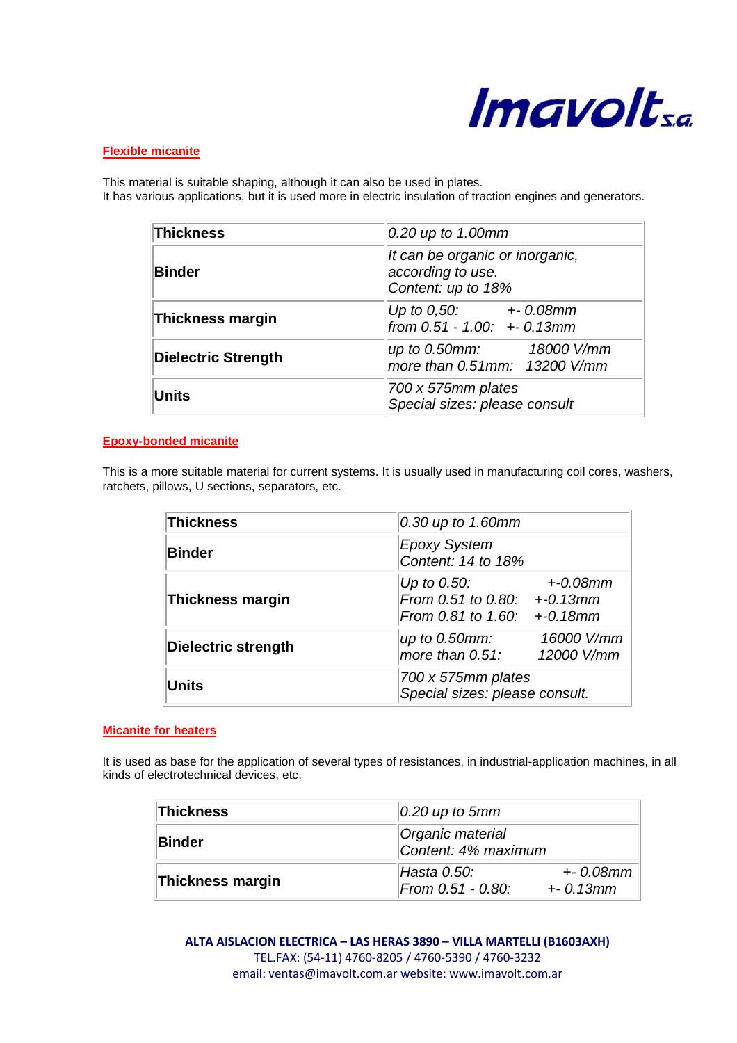## Flexible micanite

This material is suitable shaping, although it can also be used in plates.
It has various applications, but it is used more in electric insulation of traction engines and generators.

| **Thickness** | *0.20 up to 1.00mm* |
|---|---|
| **Binder** | *It can be organic or inorganic, according to use.*<br>*Content: up to 18%* |
| **Thickness margin** | *Up to 0,50: +- 0.08mm*<br>*from 0.51 - 1.00: +- 0.13mm* |
| **Dielectric Strength** | *up to 0.50mm: 18000 V/mm*<br>*more than 0.51mm: 13200 V/mm* |
| **Units** | *700 x 575mm plates*<br>*Special sizes: please consult* |

## Epoxy-bonded micanite

This is a more suitable material for current systems. It is usually used in manufacturing coil cores, washers, ratchets, pillows, U sections, separators, etc.

| **Thickness** | *0.30 up to 1.60mm* |
|---|---|
| **Binder** | *Epoxy System*<br>*Content: 14 to 18%* |
| **Thickness margin** | *Up to 0.50: +-0.08mm*<br>*From 0.51 to 0.80: +-0.13mm*<br>*From 0.81 to 1.60: +-0.18mm* |
| **Dielectric strength** | *up to 0.50mm: 16000 V/mm*<br>*more than 0.51: 12000 V/mm* |
| **Units** | *700 x 575mm plates*<br>*Special sizes: please consult.* |

## Micanite for heaters

It is used as base for the application of several types of resistances, in industrial-application machines, in all kinds of electrotechnical devices, etc.

| **Thickness** | *0.20 up to 5mm* |
|---|---|
| **Binder** | *Organic material*<br>*Content: 4% maximum* |
| **Thickness margin** | *Hasta 0.50: +- 0.08mm*<br>*From 0.51 - 0.80: +- 0.13mm* |

**ALTA AISLACION ELECTRICA – LAS HERAS 3890 – VILLA MARTELLI (B1603AXH)**
TEL.FAX: (54-11) 4760-8205 / 4760-5390 / 4760-3232
email: ventas@imavolt.com.ar website: www.imavolt.com.ar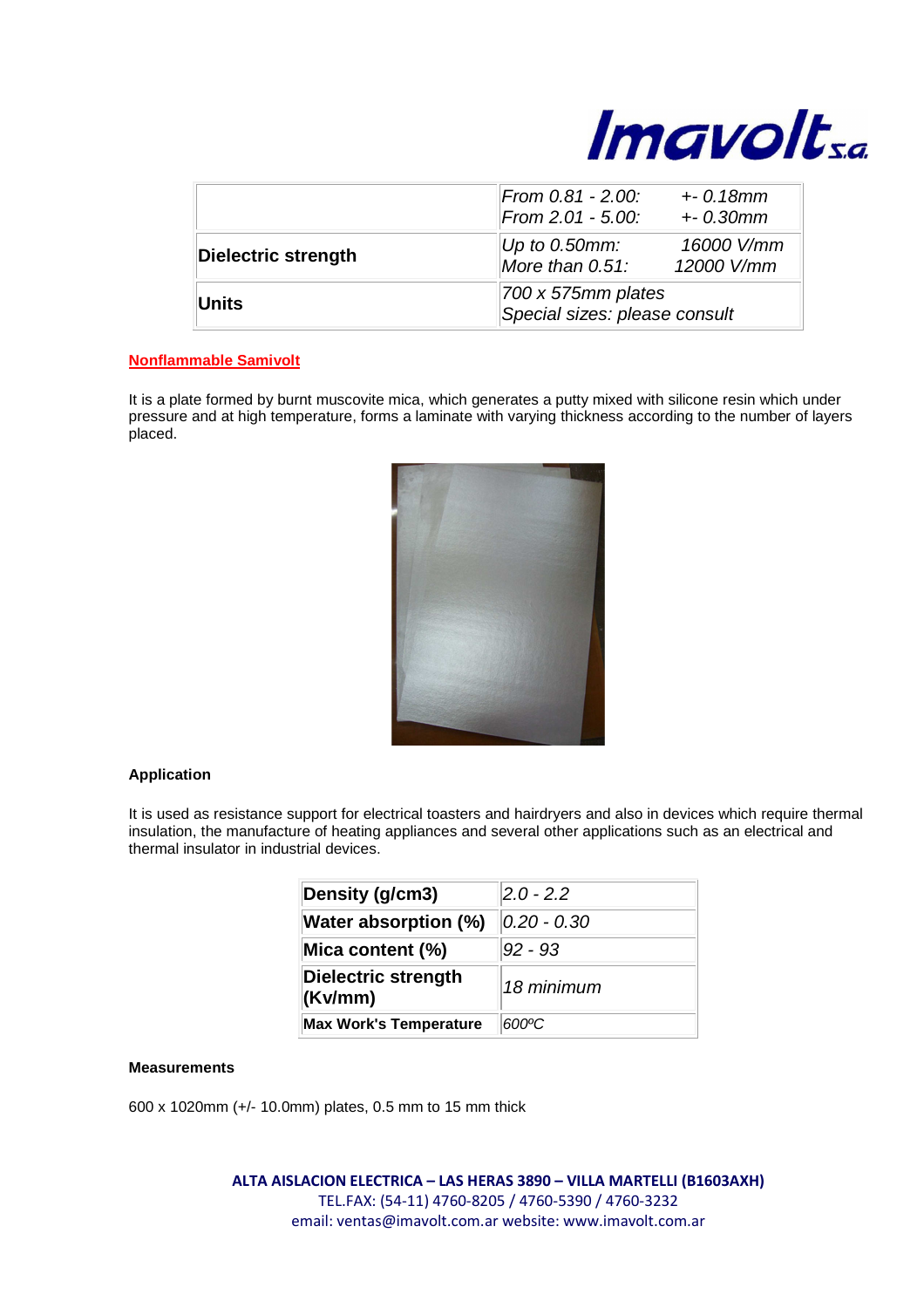| | |
|---|---|
| | *From 0.81 - 2.00: +- 0.18mm*<br>*From 2.01 - 5.00: +- 0.30mm* |
| **Dielectric strength** | *Up to 0.50mm: 16000 V/mm*<br>*More than 0.51: 12000 V/mm* |
| **Units** | *700 x 575mm plates*<br>*Special sizes: please consult* |

**Nonflammable Samivolt**

It is a plate formed by burnt muscovite mica, which generates a putty mixed with silicone resin which under pressure and at high temperature, forms a laminate with varying thickness according to the number of layers placed.

**Application**

It is used as resistance support for electrical toasters and hairdryers and also in devices which require thermal insulation, the manufacture of heating appliances and several other applications such as an electrical and thermal insulator in industrial devices.

| | |
|---|---|
| **Density (g/cm3)** | *2.0 - 2.2* |
| **Water absorption (%)** | *0.20 - 0.30* |
| **Mica content (%)** | *92 - 93* |
| **Dielectric strength (Kv/mm)** | *18 minimum* |
| **Max Work's Temperature** | *600ºC* |

**Measurements**

600 x 1020mm (+/- 10.0mm) plates, 0.5 mm to 15 mm thick

**ALTA AISLACION ELECTRICA – LAS HERAS 3890 – VILLA MARTELLI (B1603AXH)**
TEL.FAX: (54-11) 4760-8205 / 4760-5390 / 4760-3232
email: ventas@imavolt.com.ar website: www.imavolt.com.ar